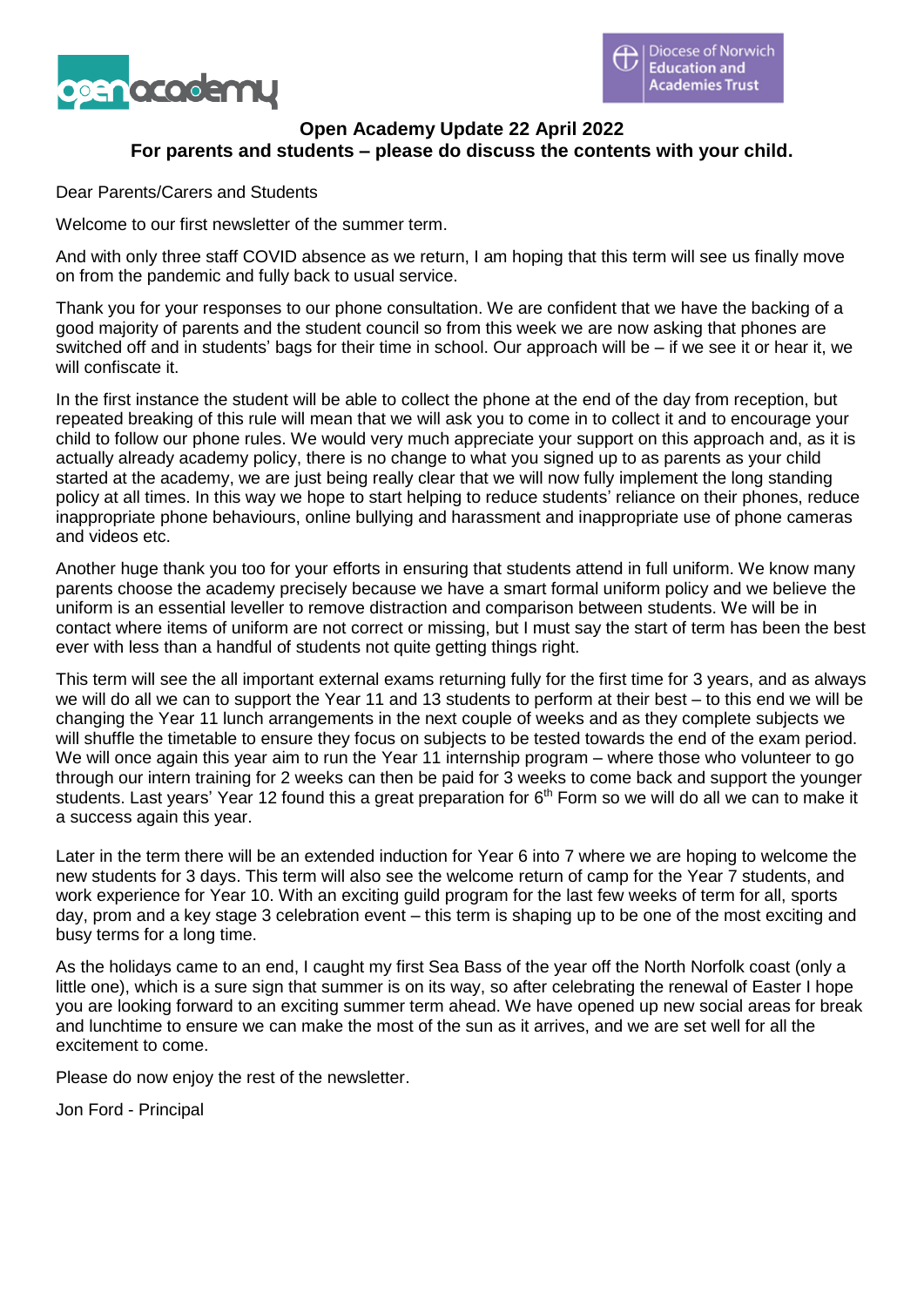# Open Academy Update 22 April 2022

**For parents and students – please do discuss the contents with your child.**

Dear Parents/Carers and Students

Welcome to our first newsletter of the summer term.

And with only three staff COVID absence as we return, I am hoping that this term will see us finally move on from the pandemic and fully back to usual service.

Thank you for your responses to our phone consultation. We are confident that we have the backing of a good majority of parents and the student council so from this week we are now asking that phones are switched off and in students' bags for their time in school. Our approach will be – if we see it or hear it, we will confiscate it.

In the first instance the student will be able to collect the phone at the end of the day from reception, but repeated breaking of this rule will mean that we will ask you to come in to collect it and to encourage your child to follow our phone rules. We would very much appreciate your support on this approach and, as it is actually already academy policy, there is no change to what you signed up to as parents as your child started at the academy, we are just being really clear that we will now fully implement the long standing policy at all times. In this way we hope to start helping to reduce students' reliance on their phones, reduce inappropriate phone behaviours, online bullying and harassment and inappropriate use of phone cameras and videos etc.

Another huge thank you too for your efforts in ensuring that students attend in full uniform. We know many parents choose the academy precisely because we have a smart formal uniform policy and we believe the uniform is an essential leveller to remove distraction and comparison between students. We will be in contact where items of uniform are not correct or missing, but I must say the start of term has been the best ever with less than a handful of students not quite getting things right.

This term will see the all important external exams returning fully for the first time for 3 years, and as always we will do all we can to support the Year 11 and 13 students to perform at their best – to this end we will be changing the Year 11 lunch arrangements in the next couple of weeks and as they complete subjects we will shuffle the timetable to ensure they focus on subjects to be tested towards the end of the exam period. We will once again this year aim to run the Year 11 internship program – where those who volunteer to go through our intern training for 2 weeks can then be paid for 3 weeks to come back and support the younger students. Last years' Year 12 found this a great preparation for 6th Form so we will do all we can to make it a success again this year.

Later in the term there will be an extended induction for Year 6 into 7 where we are hoping to welcome the new students for 3 days. This term will also see the welcome return of camp for the Year 7 students, and work experience for Year 10. With an exciting guild program for the last few weeks of term for all, sports day, prom and a key stage 3 celebration event – this term is shaping up to be one of the most exciting and busy terms for a long time.

As the holidays came to an end, I caught my first Sea Bass of the year off the North Norfolk coast (only a little one), which is a sure sign that summer is on its way, so after celebrating the renewal of Easter I hope you are looking forward to an exciting summer term ahead. We have opened up new social areas for break and lunchtime to ensure we can make the most of the sun as it arrives, and we are set well for all the excitement to come.

Please do now enjoy the rest of the newsletter.

Jon Ford - Principal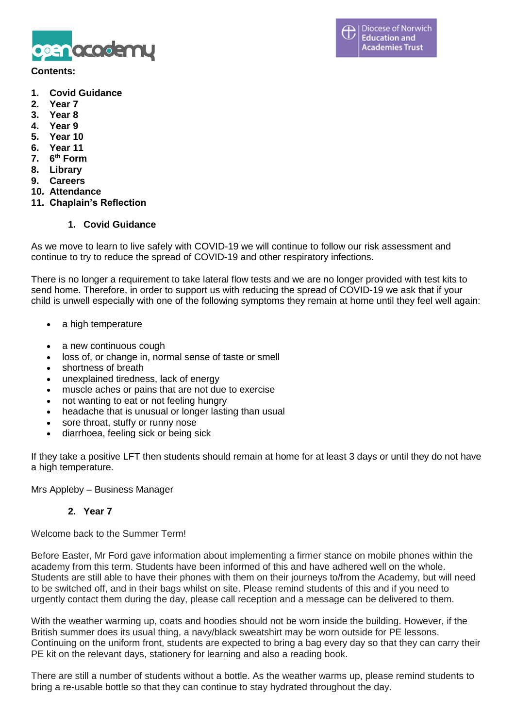**Contents:**

1. **Covid Guidance**
2. **Year 7**
3. **Year 8**
4. **Year 9**
5. **Year 10**
6. **Year 11**
7. **6th Form**
8. **Library**
9. **Careers**
10. **Attendance**
11. **Chaplain's Reflection**

## 1. Covid Guidance

As we move to learn to live safely with COVID-19 we will continue to follow our risk assessment and continue to try to reduce the spread of COVID-19 and other respiratory infections.

There is no longer a requirement to take lateral flow tests and we are no longer provided with test kits to send home. Therefore, in order to support us with reducing the spread of COVID-19 we ask that if your child is unwell especially with one of the following symptoms they remain at home until they feel well again:

- a high temperature
- a new continuous cough
- loss of, or change in, normal sense of taste or smell
- shortness of breath
- unexplained tiredness, lack of energy
- muscle aches or pains that are not due to exercise
- not wanting to eat or not feeling hungry
- headache that is unusual or longer lasting than usual
- sore throat, stuffy or runny nose
- diarrhoea, feeling sick or being sick

If they take a positive LFT then students should remain at home for at least 3 days or until they do not have a high temperature.

Mrs Appleby – Business Manager

## 2. Year 7

Welcome back to the Summer Term!

Before Easter, Mr Ford gave information about implementing a firmer stance on mobile phones within the academy from this term. Students have been informed of this and have adhered well on the whole. Students are still able to have their phones with them on their journeys to/from the Academy, but will need to be switched off, and in their bags whilst on site. Please remind students of this and if you need to urgently contact them during the day, please call reception and a message can be delivered to them.

With the weather warming up, coats and hoodies should not be worn inside the building. However, if the British summer does its usual thing, a navy/black sweatshirt may be worn outside for PE lessons. Continuing on the uniform front, students are expected to bring a bag every day so that they can carry their PE kit on the relevant days, stationery for learning and also a reading book.

There are still a number of students without a bottle. As the weather warms up, please remind students to bring a re-usable bottle so that they can continue to stay hydrated throughout the day.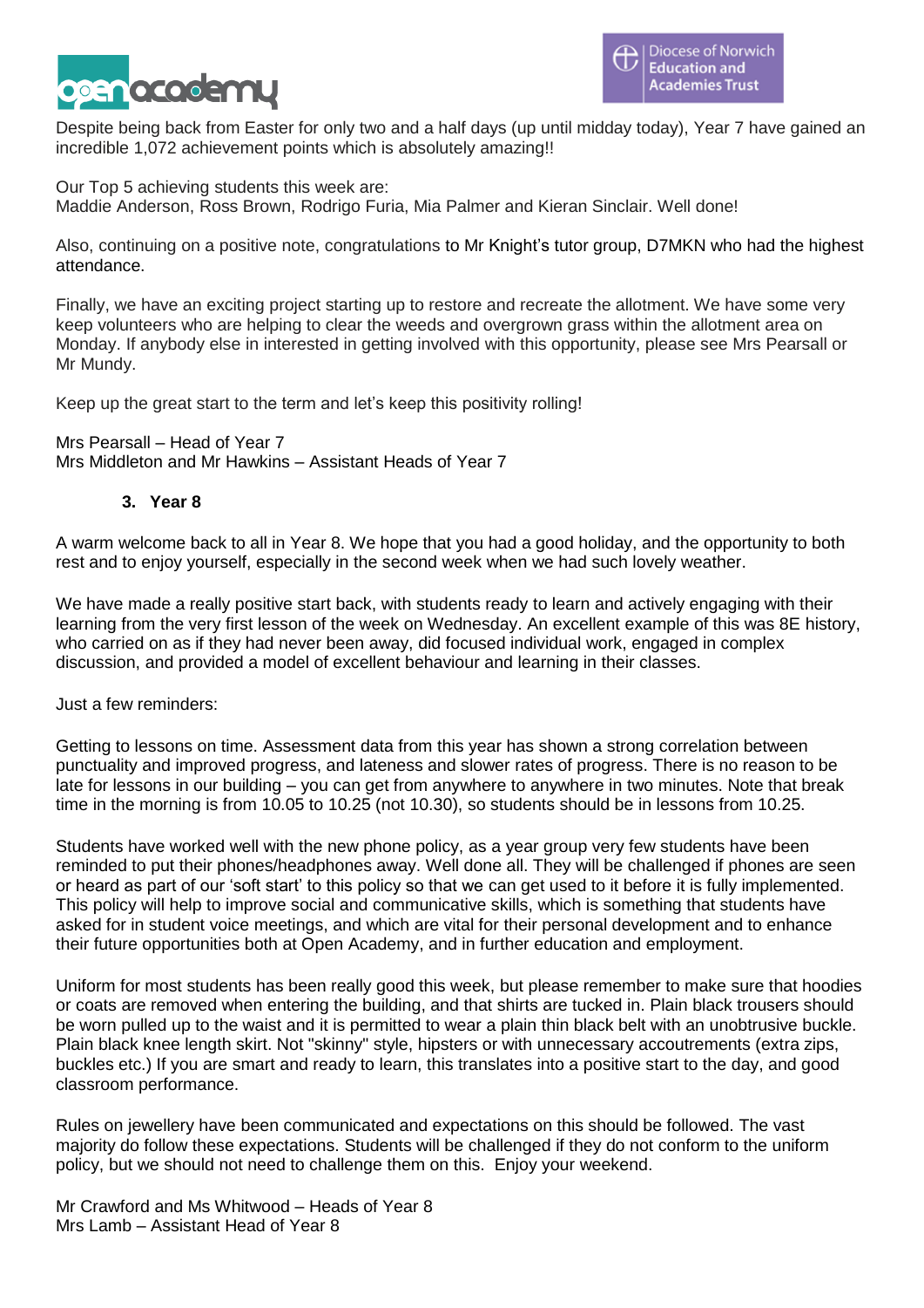Despite being back from Easter for only two and a half days (up until midday today), Year 7 have gained an incredible 1,072 achievement points which is absolutely amazing!!

Our Top 5 achieving students this week are:
Maddie Anderson, Ross Brown, Rodrigo Furia, Mia Palmer and Kieran Sinclair. Well done!

Also, continuing on a positive note, congratulations to Mr Knight's tutor group, D7MKN who had the highest attendance.

Finally, we have an exciting project starting up to restore and recreate the allotment. We have some very keep volunteers who are helping to clear the weeds and overgrown grass within the allotment area on Monday. If anybody else in interested in getting involved with this opportunity, please see Mrs Pearsall or Mr Mundy.

Keep up the great start to the term and let's keep this positivity rolling!

Mrs Pearsall – Head of Year 7
Mrs Middleton and Mr Hawkins – Assistant Heads of Year 7

### 3. Year 8

A warm welcome back to all in Year 8. We hope that you had a good holiday, and the opportunity to both rest and to enjoy yourself, especially in the second week when we had such lovely weather.

We have made a really positive start back, with students ready to learn and actively engaging with their learning from the very first lesson of the week on Wednesday. An excellent example of this was 8E history, who carried on as if they had never been away, did focused individual work, engaged in complex discussion, and provided a model of excellent behaviour and learning in their classes.

Just a few reminders:

Getting to lessons on time. Assessment data from this year has shown a strong correlation between punctuality and improved progress, and lateness and slower rates of progress. There is no reason to be late for lessons in our building – you can get from anywhere to anywhere in two minutes. Note that break time in the morning is from 10.05 to 10.25 (not 10.30), so students should be in lessons from 10.25.

Students have worked well with the new phone policy, as a year group very few students have been reminded to put their phones/headphones away. Well done all. They will be challenged if phones are seen or heard as part of our 'soft start' to this policy so that we can get used to it before it is fully implemented. This policy will help to improve social and communicative skills, which is something that students have asked for in student voice meetings, and which are vital for their personal development and to enhance their future opportunities both at Open Academy, and in further education and employment.

Uniform for most students has been really good this week, but please remember to make sure that hoodies or coats are removed when entering the building, and that shirts are tucked in. Plain black trousers should be worn pulled up to the waist and it is permitted to wear a plain thin black belt with an unobtrusive buckle. Plain black knee length skirt. Not "skinny" style, hipsters or with unnecessary accoutrements (extra zips, buckles etc.) If you are smart and ready to learn, this translates into a positive start to the day, and good classroom performance.

Rules on jewellery have been communicated and expectations on this should be followed. The vast majority do follow these expectations. Students will be challenged if they do not conform to the uniform policy, but we should not need to challenge them on this. Enjoy your weekend.

Mr Crawford and Ms Whitwood – Heads of Year 8
Mrs Lamb – Assistant Head of Year 8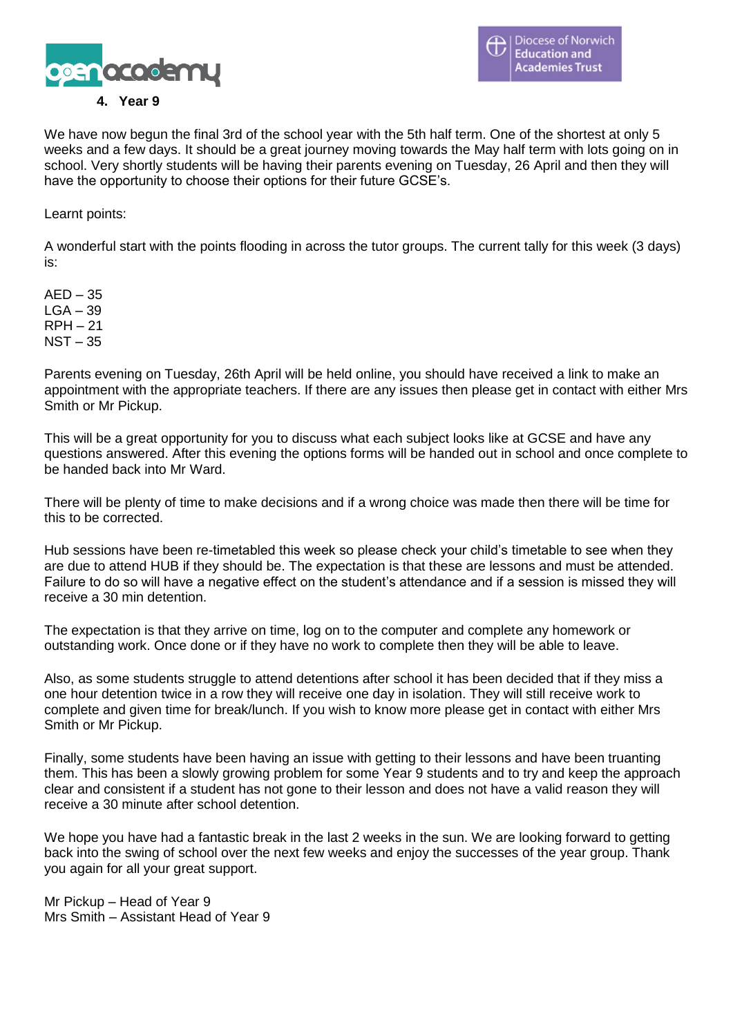## 4. Year 9

We have now begun the final 3rd of the school year with the 5th half term. One of the shortest at only 5 weeks and a few days. It should be a great journey moving towards the May half term with lots going on in school. Very shortly students will be having their parents evening on Tuesday, 26 April and then they will have the opportunity to choose their options for their future GCSE's.

Learnt points:

A wonderful start with the points flooding in across the tutor groups. The current tally for this week (3 days) is:

AED – 35
LGA – 39
RPH – 21
NST – 35

Parents evening on Tuesday, 26th April will be held online, you should have received a link to make an appointment with the appropriate teachers. If there are any issues then please get in contact with either Mrs Smith or Mr Pickup.

This will be a great opportunity for you to discuss what each subject looks like at GCSE and have any questions answered. After this evening the options forms will be handed out in school and once complete to be handed back into Mr Ward.

There will be plenty of time to make decisions and if a wrong choice was made then there will be time for this to be corrected.

Hub sessions have been re-timetabled this week so please check your child's timetable to see when they are due to attend HUB if they should be. The expectation is that these are lessons and must be attended. Failure to do so will have a negative effect on the student's attendance and if a session is missed they will receive a 30 min detention.

The expectation is that they arrive on time, log on to the computer and complete any homework or outstanding work. Once done or if they have no work to complete then they will be able to leave.

Also, as some students struggle to attend detentions after school it has been decided that if they miss a one hour detention twice in a row they will receive one day in isolation. They will still receive work to complete and given time for break/lunch. If you wish to know more please get in contact with either Mrs Smith or Mr Pickup.

Finally, some students have been having an issue with getting to their lessons and have been truanting them. This has been a slowly growing problem for some Year 9 students and to try and keep the approach clear and consistent if a student has not gone to their lesson and does not have a valid reason they will receive a 30 minute after school detention.

We hope you have had a fantastic break in the last 2 weeks in the sun. We are looking forward to getting back into the swing of school over the next few weeks and enjoy the successes of the year group. Thank you again for all your great support.

Mr Pickup – Head of Year 9
Mrs Smith – Assistant Head of Year 9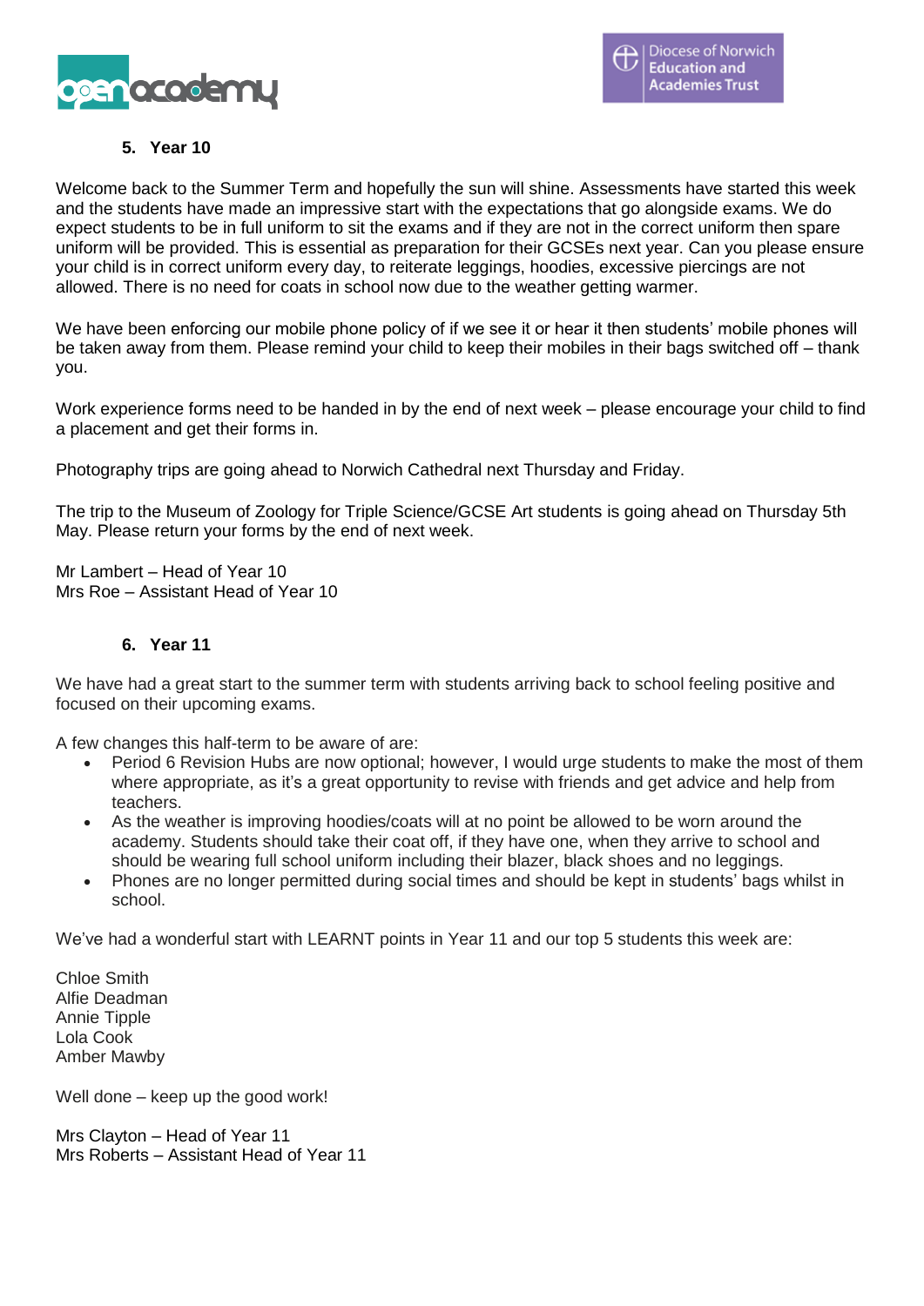## 5. Year 10

Welcome back to the Summer Term and hopefully the sun will shine. Assessments have started this week and the students have made an impressive start with the expectations that go alongside exams. We do expect students to be in full uniform to sit the exams and if they are not in the correct uniform then spare uniform will be provided. This is essential as preparation for their GCSEs next year. Can you please ensure your child is in correct uniform every day, to reiterate leggings, hoodies, excessive piercings are not allowed. There is no need for coats in school now due to the weather getting warmer.

We have been enforcing our mobile phone policy of if we see it or hear it then students' mobile phones will be taken away from them. Please remind your child to keep their mobiles in their bags switched off – thank you.

Work experience forms need to be handed in by the end of next week – please encourage your child to find a placement and get their forms in.

Photography trips are going ahead to Norwich Cathedral next Thursday and Friday.

The trip to the Museum of Zoology for Triple Science/GCSE Art students is going ahead on Thursday 5th May. Please return your forms by the end of next week.

Mr Lambert – Head of Year 10
Mrs Roe – Assistant Head of Year 10

## 6. Year 11

We have had a great start to the summer term with students arriving back to school feeling positive and focused on their upcoming exams.

A few changes this half-term to be aware of are:

- Period 6 Revision Hubs are now optional; however, I would urge students to make the most of them where appropriate, as it's a great opportunity to revise with friends and get advice and help from teachers.
- As the weather is improving hoodies/coats will at no point be allowed to be worn around the academy. Students should take their coat off, if they have one, when they arrive to school and should be wearing full school uniform including their blazer, black shoes and no leggings.
- Phones are no longer permitted during social times and should be kept in students' bags whilst in school.

We've had a wonderful start with LEARNT points in Year 11 and our top 5 students this week are:

Chloe Smith
Alfie Deadman
Annie Tipple
Lola Cook
Amber Mawby

Well done – keep up the good work!

Mrs Clayton – Head of Year 11
Mrs Roberts – Assistant Head of Year 11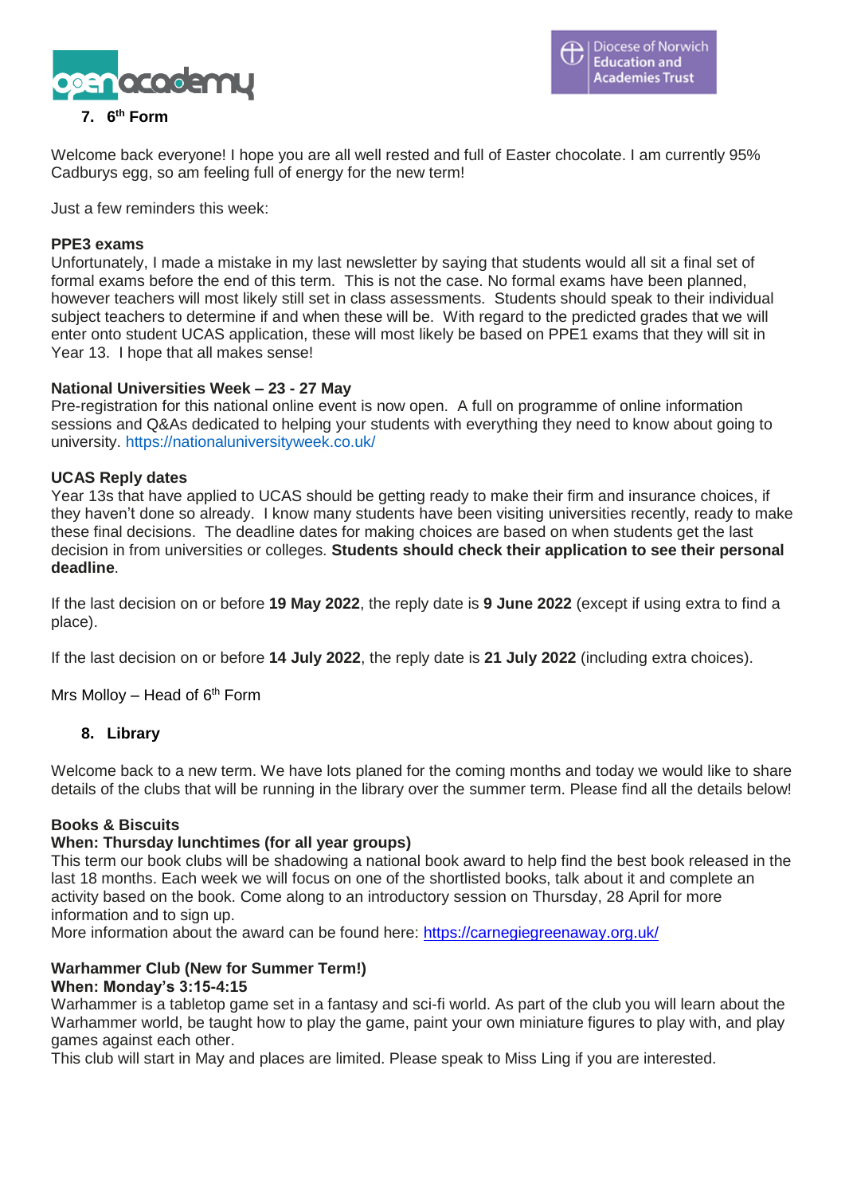## 7. 6th Form

Welcome back everyone! I hope you are all well rested and full of Easter chocolate. I am currently 95% Cadburys egg, so am feeling full of energy for the new term!

Just a few reminders this week:

**PPE3 exams**
Unfortunately, I made a mistake in my last newsletter by saying that students would all sit a final set of formal exams before the end of this term. This is not the case. No formal exams have been planned, however teachers will most likely still set in class assessments. Students should speak to their individual subject teachers to determine if and when these will be. With regard to the predicted grades that we will enter onto student UCAS application, these will most likely be based on PPE1 exams that they will sit in Year 13. I hope that all makes sense!

**National Universities Week – 23 - 27 May**
Pre-registration for this national online event is now open. A full on programme of online information sessions and Q&As dedicated to helping your students with everything they need to know about going to university. https://nationaluniversityweek.co.uk/

**UCAS Reply dates**
Year 13s that have applied to UCAS should be getting ready to make their firm and insurance choices, if they haven't done so already. I know many students have been visiting universities recently, ready to make these final decisions. The deadline dates for making choices are based on when students get the last decision in from universities or colleges. **Students should check their application to see their personal deadline**.

If the last decision on or before **19 May 2022**, the reply date is **9 June 2022** (except if using extra to find a place).

If the last decision on or before **14 July 2022**, the reply date is **21 July 2022** (including extra choices).

Mrs Molloy – Head of 6th Form

## 8. Library

Welcome back to a new term. We have lots planed for the coming months and today we would like to share details of the clubs that will be running in the library over the summer term. Please find all the details below!

**Books & Biscuits**
**When: Thursday lunchtimes (for all year groups)**
This term our book clubs will be shadowing a national book award to help find the best book released in the last 18 months. Each week we will focus on one of the shortlisted books, talk about it and complete an activity based on the book. Come along to an introductory session on Thursday, 28 April for more information and to sign up.
More information about the award can be found here: https://carnegiegreenaway.org.uk/

**Warhammer Club (New for Summer Term!)**
**When: Monday's 3:15-4:15**
Warhammer is a tabletop game set in a fantasy and sci-fi world. As part of the club you will learn about the Warhammer world, be taught how to play the game, paint your own miniature figures to play with, and play games against each other.
This club will start in May and places are limited. Please speak to Miss Ling if you are interested.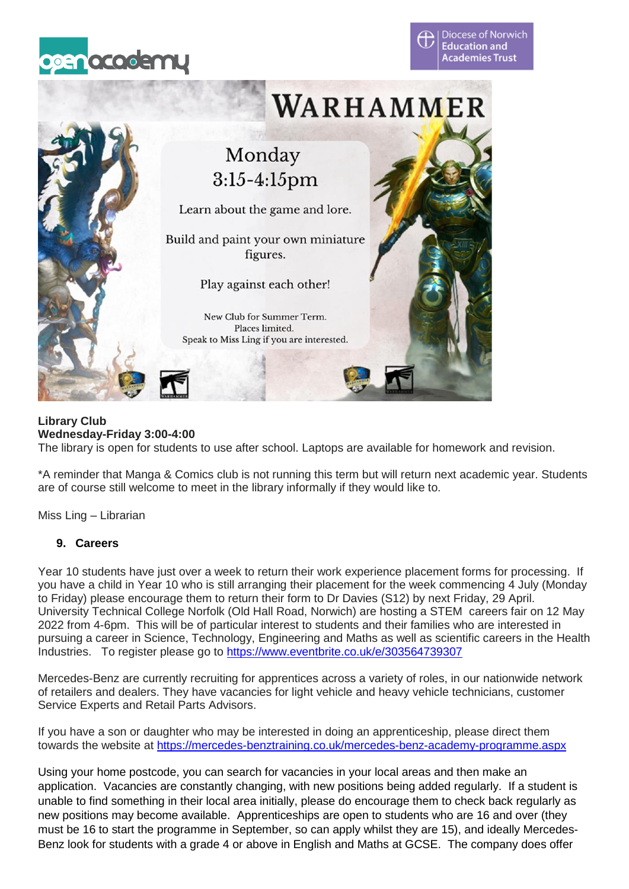# WARHAMMER

**Monday 3:15-4:15pm**

Learn about the game and lore.

Build and paint your own miniature figures.

Play against each other!

New Club for Summer Term.
Places limited.
Speak to Miss Ling if you are interested.

**Library Club**
**Wednesday-Friday 3:00-4:00**
The library is open for students to use after school. Laptops are available for homework and revision.

*A reminder that Manga & Comics club is not running this term but will return next academic year. Students are of course still welcome to meet in the library informally if they would like to.

Miss Ling – Librarian

## 9. Careers

Year 10 students have just over a week to return their work experience placement forms for processing. If you have a child in Year 10 who is still arranging their placement for the week commencing 4 July (Monday to Friday) please encourage them to return their form to Dr Davies (S12) by next Friday, 29 April. University Technical College Norfolk (Old Hall Road, Norwich) are hosting a STEM careers fair on 12 May 2022 from 4-6pm. This will be of particular interest to students and their families who are interested in pursuing a career in Science, Technology, Engineering and Maths as well as scientific careers in the Health Industries. To register please go to https://www.eventbrite.co.uk/e/303564739307

Mercedes-Benz are currently recruiting for apprentices across a variety of roles, in our nationwide network of retailers and dealers. They have vacancies for light vehicle and heavy vehicle technicians, customer Service Experts and Retail Parts Advisors.

If you have a son or daughter who may be interested in doing an apprenticeship, please direct them towards the website at https://mercedes-benztraining.co.uk/mercedes-benz-academy-programme.aspx

Using your home postcode, you can search for vacancies in your local areas and then make an application. Vacancies are constantly changing, with new positions being added regularly. If a student is unable to find something in their local area initially, please do encourage them to check back regularly as new positions may become available. Apprenticeships are open to students who are 16 and over (they must be 16 to start the programme in September, so can apply whilst they are 15), and ideally Mercedes-Benz look for students with a grade 4 or above in English and Maths at GCSE. The company does offer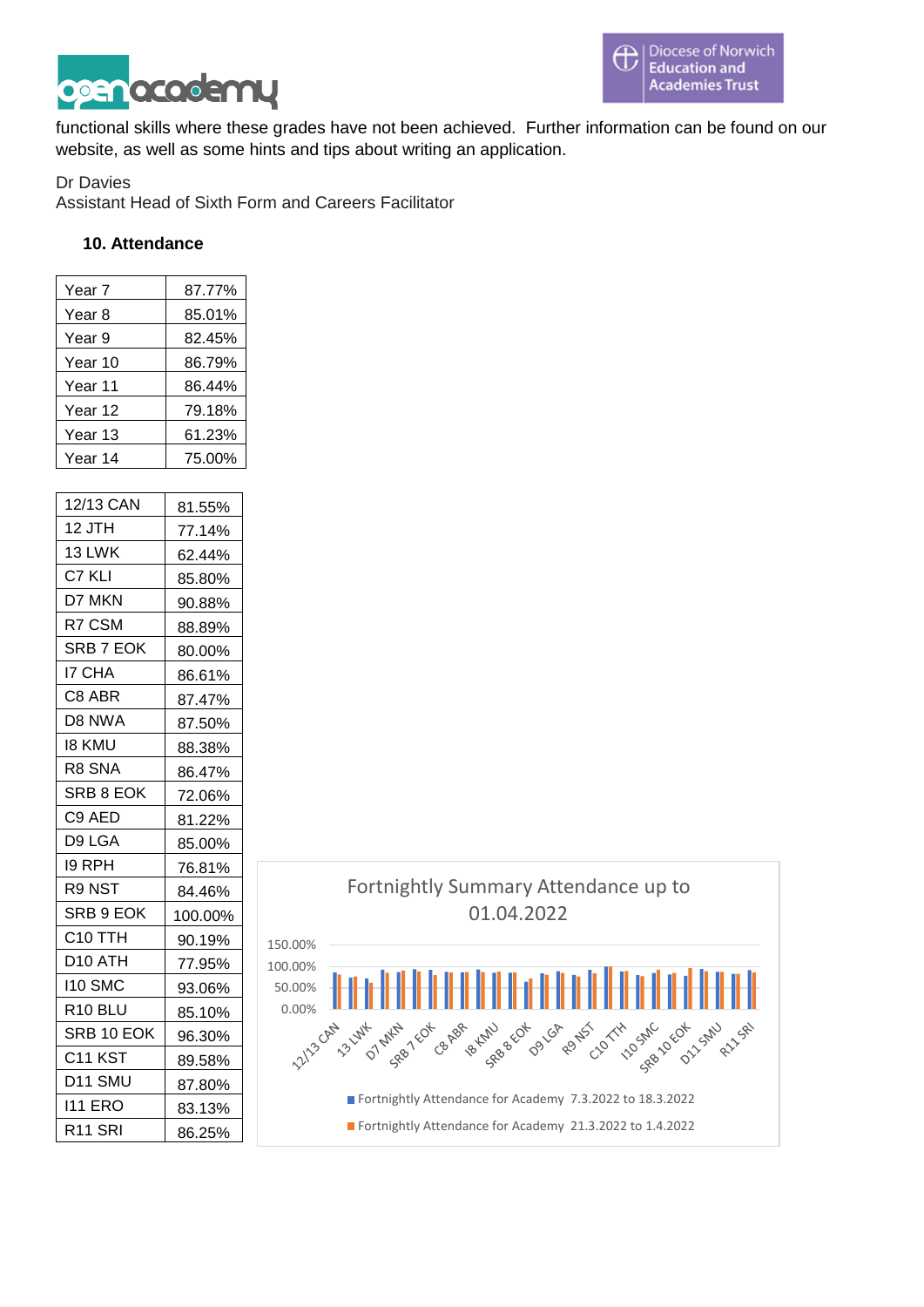functional skills where these grades have not been achieved. Further information can be found on our website, as well as some hints and tips about writing an application.

Dr Davies
Assistant Head of Sixth Form and Careers Facilitator

## 10. Attendance

| | |
|---|---|
| Year 7 | 87.77% |
| Year 8 | 85.01% |
| Year 9 | 82.45% |
| Year 10 | 86.79% |
| Year 11 | 86.44% |
| Year 12 | 79.18% |
| Year 13 | 61.23% |
| Year 14 | 75.00% |

| | |
|---|---|
| 12/13 CAN | 81.55% |
| 12 JTH | 77.14% |
| 13 LWK | 62.44% |
| C7 KLI | 85.80% |
| D7 MKN | 90.88% |
| R7 CSM | 88.89% |
| SRB 7 EOK | 80.00% |
| I7 CHA | 86.61% |
| C8 ABR | 87.47% |
| D8 NWA | 87.50% |
| I8 KMU | 88.38% |
| R8 SNA | 86.47% |
| SRB 8 EOK | 72.06% |
| C9 AED | 81.22% |
| D9 LGA | 85.00% |
| I9 RPH | 76.81% |
| R9 NST | 84.46% |
| SRB 9 EOK | 100.00% |
| C10 TTH | 90.19% |
| D10 ATH | 77.95% |
| I10 SMC | 93.06% |
| R10 BLU | 85.10% |
| SRB 10 EOK | 96.30% |
| C11 KST | 89.58% |
| D11 SMU | 87.80% |
| I11 ERO | 83.13% |
| R11 SRI | 86.25% |

Fortnightly Summary Attendance up to 01.04.2022

- Fortnightly Attendance for Academy 7.3.2022 to 18.3.2022
- Fortnightly Attendance for Academy 21.3.2022 to 1.4.2022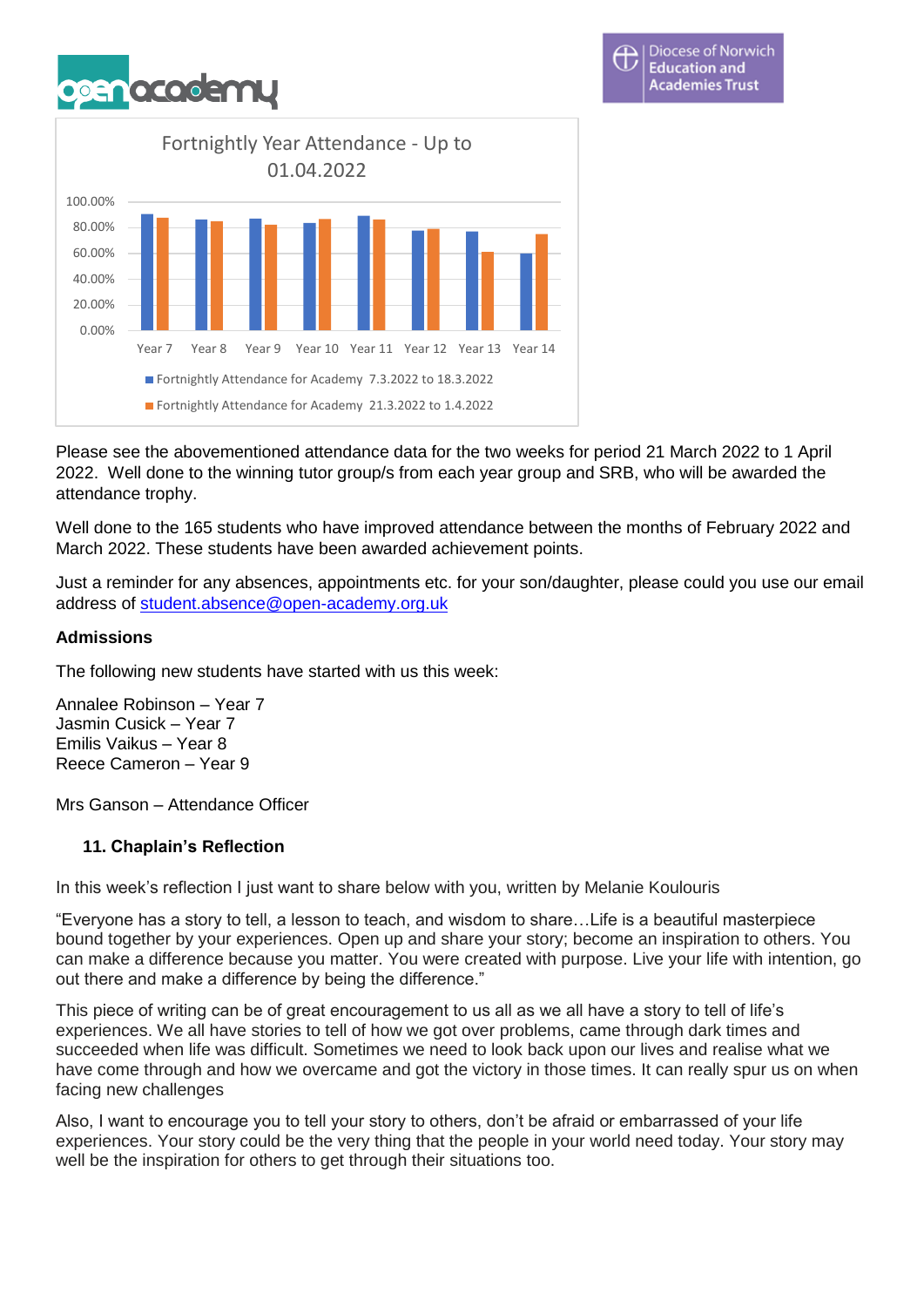Fortnightly Year Attendance - Up to 01.04.2022

| | Fortnightly Attendance for Academy 7.3.2022 to 18.3.2022 | Fortnightly Attendance for Academy 21.3.2022 to 1.4.2022 |
|---|---|---|
| Year 7 | | |
| Year 8 | | |
| Year 9 | | |
| Year 10 | | |
| Year 11 | | |
| Year 12 | | |
| Year 13 | | |
| Year 14 | | |

Please see the abovementioned attendance data for the two weeks for period 21 March 2022 to 1 April 2022. Well done to the winning tutor group/s from each year group and SRB, who will be awarded the attendance trophy.

Well done to the 165 students who have improved attendance between the months of February 2022 and March 2022. These students have been awarded achievement points.

Just a reminder for any absences, appointments etc. for your son/daughter, please could you use our email address of student.absence@open-academy.org.uk

**Admissions**

The following new students have started with us this week:

Annalee Robinson – Year 7
Jasmin Cusick – Year 7
Emilis Vaikus – Year 8
Reece Cameron – Year 9

Mrs Ganson – Attendance Officer

## 11. Chaplain's Reflection

In this week's reflection I just want to share below with you, written by Melanie Koulouris

"Everyone has a story to tell, a lesson to teach, and wisdom to share…Life is a beautiful masterpiece bound together by your experiences. Open up and share your story; become an inspiration to others. You can make a difference because you matter. You were created with purpose. Live your life with intention, go out there and make a difference by being the difference."

This piece of writing can be of great encouragement to us all as we all have a story to tell of life's experiences. We all have stories to tell of how we got over problems, came through dark times and succeeded when life was difficult. Sometimes we need to look back upon our lives and realise what we have come through and how we overcame and got the victory in those times. It can really spur us on when facing new challenges

Also, I want to encourage you to tell your story to others, don't be afraid or embarrassed of your life experiences. Your story could be the very thing that the people in your world need today. Your story may well be the inspiration for others to get through their situations too.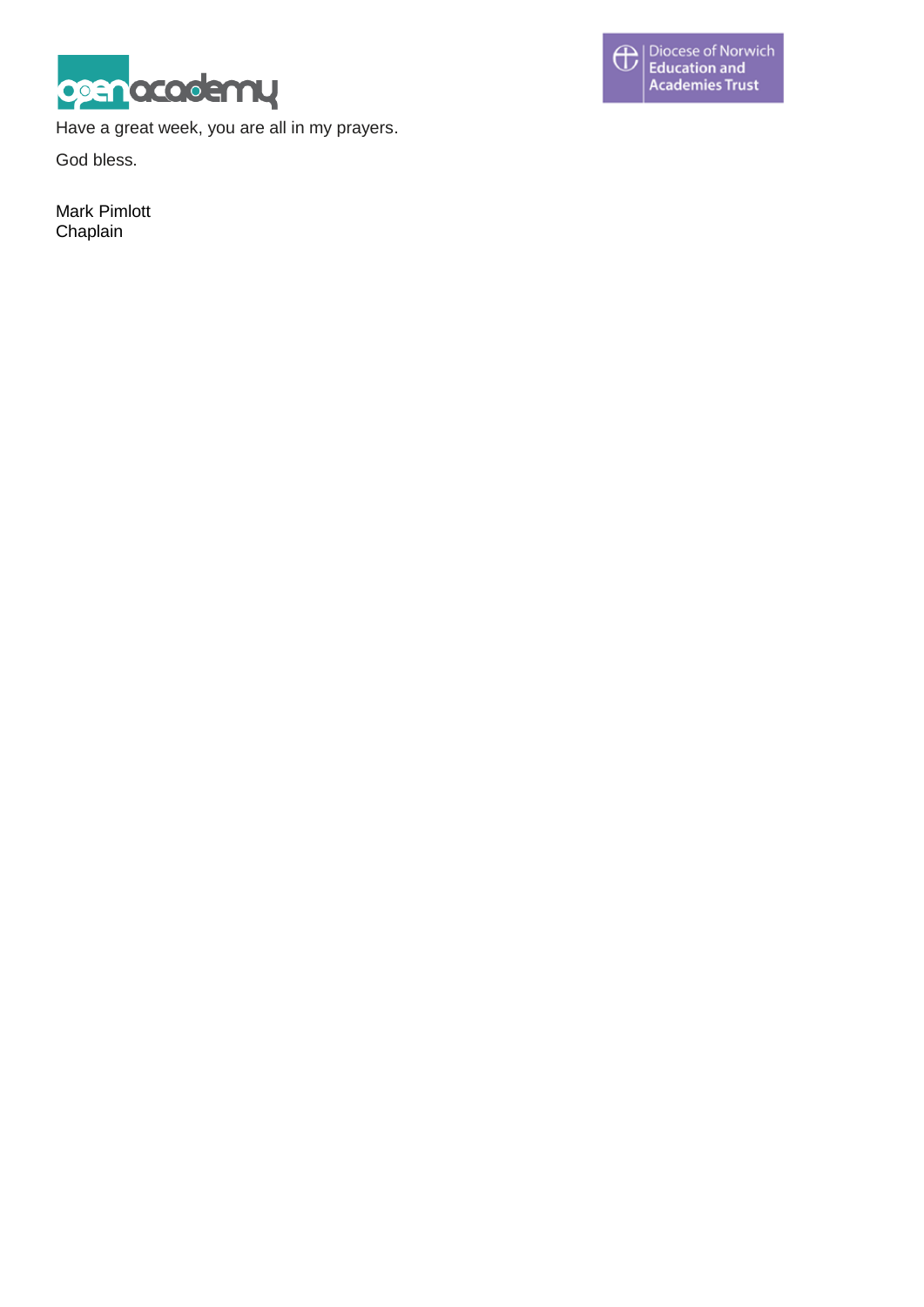Have a great week, you are all in my prayers.

God bless.

Mark Pimlott  
Chaplain